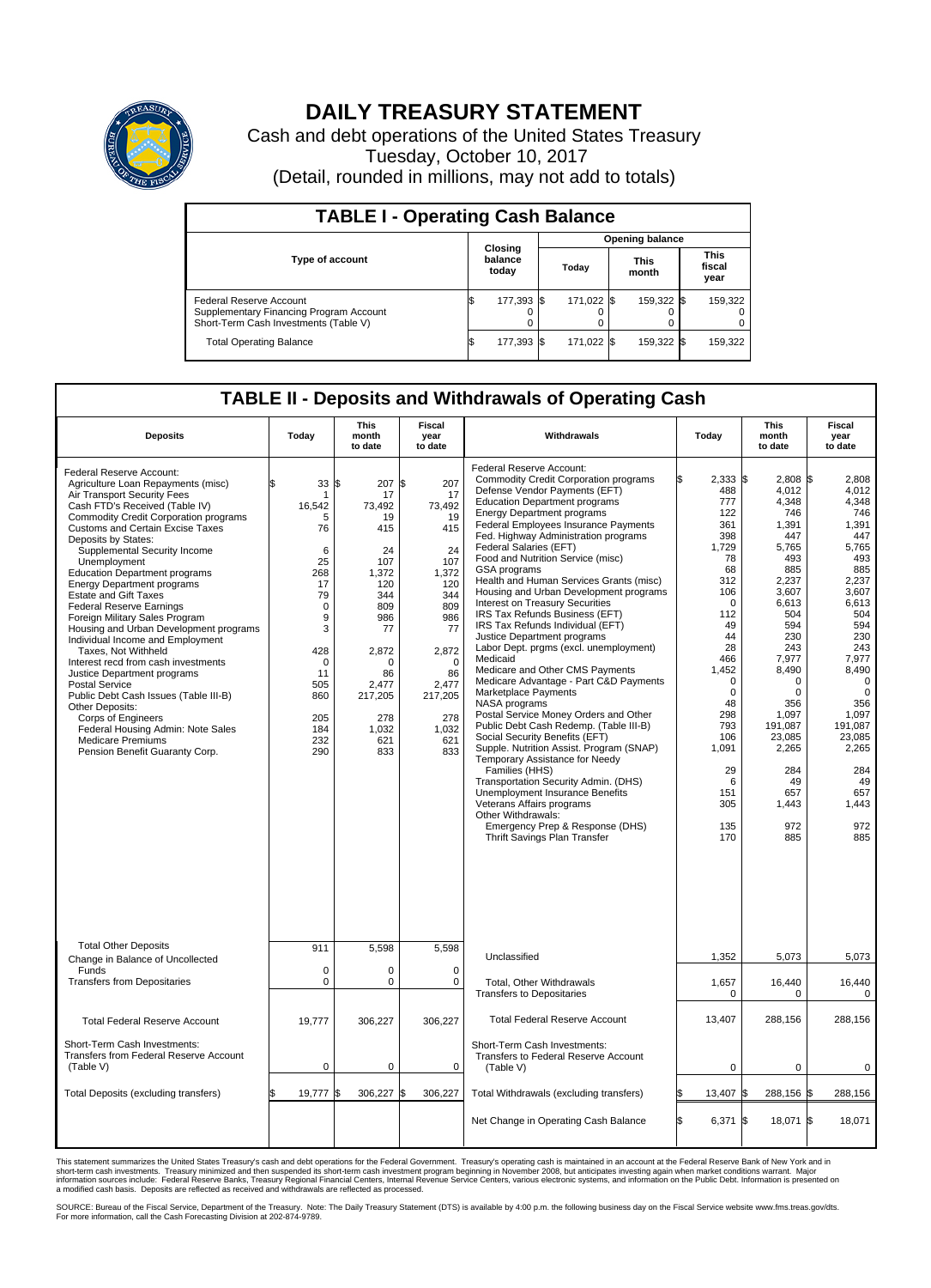# DAILY TREASURY STATEMENT

Cash and debt operations of the United States Treasury

Tuesday, October 10, 2017

(Detail, rounded in millions, may not add to totals)

## TABLE I - Operating Cash Balance

| Type of account | Closing balance today | Opening balance Today | Opening balance This month | Opening balance This fiscal year |
|---|---|---|---|---|
| Federal Reserve Account | $ 177,393 | $ 171,022 | $ 159,322 | $ 159,322 |
| Supplementary Financing Program Account | 0 | 0 | 0 | 0 |
| Short-Term Cash Investments (Table V) | 0 | 0 | 0 | 0 |
| Total Operating Balance | $ 177,393 | $ 171,022 | $ 159,322 | $ 159,322 |

## TABLE II - Deposits and Withdrawals of Operating Cash

| Deposits | Today | This month to date | Fiscal year to date | Withdrawals | Today | This month to date | Fiscal year to date |
|---|---|---|---|---|---|---|---|
| Federal Reserve Account: | | | | Federal Reserve Account: | | | |
| Agriculture Loan Repayments (misc) | $ 33 | $ 207 | $ 207 | Commodity Credit Corporation programs | $ 2,333 | $ 2,808 | $ 2,808 |
| Air Transport Security Fees | 1 | 17 | 17 | Defense Vendor Payments (EFT) | 488 | 4,012 | 4,012 |
| Cash FTD's Received (Table IV) | 16,542 | 73,492 | 73,492 | Education Department programs | 777 | 4,348 | 4,348 |
| Commodity Credit Corporation programs | 5 | 19 | 19 | Energy Department programs | 122 | 746 | 746 |
| Customs and Certain Excise Taxes | 76 | 415 | 415 | Federal Employees Insurance Payments | 361 | 1,391 | 1,391 |
| Deposits by States: | | | | Fed. Highway Administration programs | 398 | 447 | 447 |
| Supplemental Security Income | 6 | 24 | 24 | Federal Salaries (EFT) | 1,729 | 5,765 | 5,765 |
| Unemployment | 25 | 107 | 107 | Food and Nutrition Service (misc) | 78 | 493 | 493 |
| Education Department programs | 268 | 1,372 | 1,372 | GSA programs | 68 | 885 | 885 |
| Energy Department programs | 17 | 120 | 120 | Health and Human Services Grants (misc) | 312 | 2,237 | 2,237 |
| Estate and Gift Taxes | 79 | 344 | 344 | Housing and Urban Development programs | 106 | 3,607 | 3,607 |
| Federal Reserve Earnings | 0 | 809 | 809 | Interest on Treasury Securities | 0 | 6,613 | 6,613 |
| Foreign Military Sales Program | 9 | 986 | 986 | IRS Tax Refunds Business (EFT) | 112 | 504 | 504 |
| Housing and Urban Development programs | 3 | 77 | 77 | IRS Tax Refunds Individual (EFT) | 49 | 594 | 594 |
| Individual Income and Employment | | | | Justice Department programs | 44 | 230 | 230 |
| Taxes, Not Withheld | 428 | 2,872 | 2,872 | Labor Dept. prgms (excl. unemployment) | 28 | 243 | 243 |
| Interest recd from cash investments | 0 | 0 | 0 | Medicaid | 466 | 7,977 | 7,977 |
| Justice Department programs | 11 | 86 | 86 | Medicare and Other CMS Payments | 1,452 | 8,490 | 8,490 |
| Postal Service | 505 | 2,477 | 2,477 | Medicare Advantage - Part C&D Payments | 0 | 0 | 0 |
| Public Debt Cash Issues (Table III-B) | 860 | 217,205 | 217,205 | Marketplace Payments | 0 | 0 | 0 |
| Other Deposits: | | | | NASA programs | 48 | 356 | 356 |
| Corps of Engineers | 205 | 278 | 278 | Postal Service Money Orders and Other | 298 | 1,097 | 1,097 |
| Federal Housing Admin: Note Sales | 184 | 1,032 | 1,032 | Public Debt Cash Redemp. (Table III-B) | 793 | 191,087 | 191,087 |
| Medicare Premiums | 232 | 621 | 621 | Social Security Benefits (EFT) | 106 | 23,085 | 23,085 |
| Pension Benefit Guaranty Corp. | 290 | 833 | 833 | Supple. Nutrition Assist. Program (SNAP) | 1,091 | 2,265 | 2,265 |
| | | | | Temporary Assistance for Needy Families (HHS) | 29 | 284 | 284 |
| | | | | Transportation Security Admin. (DHS) | 6 | 49 | 49 |
| | | | | Unemployment Insurance Benefits | 151 | 657 | 657 |
| | | | | Veterans Affairs programs | 305 | 1,443 | 1,443 |
| | | | | Other Withdrawals: | | | |
| | | | | Emergency Prep & Response (DHS) | 135 | 972 | 972 |
| | | | | Thrift Savings Plan Transfer | 170 | 885 | 885 |
| Total Other Deposits | 911 | 5,598 | 5,598 | Unclassified | 1,352 | 5,073 | 5,073 |
| Change in Balance of Uncollected Funds | 0 | 0 | 0 | | | | |
| Transfers from Depositaries | 0 | 0 | 0 | Total, Other Withdrawals | 1,657 | 16,440 | 16,440 |
| | | | | Transfers to Depositaries | 0 | 0 | 0 |
| Total Federal Reserve Account | 19,777 | 306,227 | 306,227 | Total Federal Reserve Account | 13,407 | 288,156 | 288,156 |
| Short-Term Cash Investments: Transfers from Federal Reserve Account (Table V) | 0 | 0 | 0 | Short-Term Cash Investments: Transfers to Federal Reserve Account (Table V) | 0 | 0 | 0 |
| Total Deposits (excluding transfers) | $ 19,777 | $ 306,227 | $ 306,227 | Total Withdrawals (excluding transfers) | $ 13,407 | $ 288,156 | $ 288,156 |
| | | | | Net Change in Operating Cash Balance | $ 6,371 | $ 18,071 | $ 18,071 |

This statement summarizes the United States Treasury's cash and debt operations for the Federal Government. Treasury's operating cash is maintained in an account at the Federal Reserve Bank of New York and in short-term cash investments. Treasury minimized and then suspended its short-term cash investment program beginning in November 2008, but anticipates investing again when market conditions warrant. Major information sources include: Federal Reserve Banks, Treasury Regional Financial Centers, Internal Revenue Service Centers, various electronic systems, and information on the Public Debt. Information is presented on a modified cash basis. Deposits are reflected as received and withdrawals are reflected as processed.

SOURCE: Bureau of the Fiscal Service, Department of the Treasury. Note: The Daily Treasury Statement (DTS) is available by 4:00 p.m. the following business day on the Fiscal Service website www.fms.treas.gov/dts. For more information, call the Cash Forecasting Division at 202-874-9789.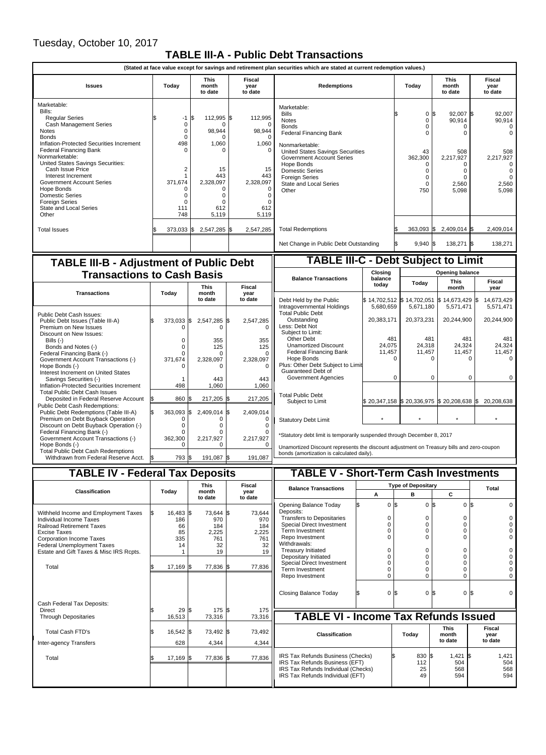Tuesday, October 10, 2017

# TABLE III-A - Public Debt Transactions

(Stated at face value except for savings and retirement plan securities which are stated at current redemption values.)

| Issues | Today | This month to date | Fiscal year to date |
|---|---|---|---|
| Marketable: | | | |
| Bills: | | | |
| Regular Series | $ -1 | $ 112,995 | $ 112,995 |
| Cash Management Series | 0 | 0 | 0 |
| Notes | 0 | 98,944 | 98,944 |
| Bonds | 0 | 0 | 0 |
| Inflation-Protected Securities Increment | 498 | 1,060 | 1,060 |
| Federal Financing Bank | 0 | 0 | 0 |
| Nonmarketable: | | | |
| United States Savings Securities: | | | |
| Cash Issue Price | 2 | 15 | 15 |
| Interest Increment | 1 | 443 | 443 |
| Government Account Series | 371,674 | 2,328,097 | 2,328,097 |
| Hope Bonds | 0 | 0 | 0 |
| Domestic Series | 0 | 0 | 0 |
| Foreign Series | 0 | 0 | 0 |
| State and Local Series | 111 | 612 | 612 |
| Other | 748 | 5,119 | 5,119 |
| Total Issues | $ 373,033 | $ 2,547,285 | $ 2,547,285 |

| Redemptions | Today | This month to date | Fiscal year to date |
|---|---|---|---|
| Marketable: | | | |
| Bills | $ 0 | $ 92,007 | $ 92,007 |
| Notes | 0 | 90,914 | 90,914 |
| Bonds | 0 | 0 | 0 |
| Federal Financing Bank | 0 | 0 | 0 |
| Nonmarketable: | | | |
| United States Savings Securities | 43 | 508 | 508 |
| Government Account Series | 362,300 | 2,217,927 | 2,217,927 |
| Hope Bonds | 0 | 0 | 0 |
| Domestic Series | 0 | 0 | 0 |
| Foreign Series | 0 | 0 | 0 |
| State and Local Series | 0 | 2,560 | 2,560 |
| Other | 750 | 5,098 | 5,098 |
| Total Redemptions | $ 363,093 | $ 2,409,014 | $ 2,409,014 |
| Net Change in Public Debt Outstanding | $ 9,940 | $ 138,271 | $ 138,271 |

# TABLE III-B - Adjustment of Public Debt Transactions to Cash Basis

| Transactions | Today | This month to date | Fiscal year to date |
|---|---|---|---|
| Public Debt Cash Issues: | | | |
| Public Debt Issues (Table III-A) | $ 373,033 | $ 2,547,285 | $ 2,547,285 |
| Premium on New Issues | 0 | 0 | 0 |
| Discount on New Issues: | | | |
| Bills (-) | 0 | 355 | 355 |
| Bonds and Notes (-) | 0 | 125 | 125 |
| Federal Financing Bank (-) | 0 | 0 | 0 |
| Government Account Transactions (-) | 371,674 | 2,328,097 | 2,328,097 |
| Hope Bonds (-) | 0 | 0 | 0 |
| Interest Increment on United States Savings Securities (-) | 1 | 443 | 443 |
| Inflation-Protected Securities Increment | 498 | 1,060 | 1,060 |
| Total Public Debt Cash Issues Deposited in Federal Reserve Account | $ 860 | $ 217,205 | $ 217,205 |
| Public Debt Cash Redemptions: | | | |
| Public Debt Redemptions (Table III-A) | $ 363,093 | $ 2,409,014 | $ 2,409,014 |
| Premium on Debt Buyback Operation | 0 | 0 | 0 |
| Discount on Debt Buyback Operation (-) | 0 | 0 | 0 |
| Federal Financing Bank (-) | 0 | 0 | 0 |
| Government Account Transactions (-) | 362,300 | 2,217,927 | 2,217,927 |
| Hope Bonds (-) | 0 | 0 | 0 |
| Total Public Debt Cash Redemptions Withdrawn from Federal Reserve Acct. | $ 793 | $ 191,087 | $ 191,087 |

# TABLE III-C - Debt Subject to Limit

| Balance Transactions | Closing balance today | Opening balance Today | Opening balance This month | Opening balance Fiscal year |
|---|---|---|---|---|
| Debt Held by the Public | $ 14,702,512 | $ 14,702,051 | $ 14,673,429 | $ 14,673,429 |
| Intragovernmental Holdings | 5,680,659 | 5,671,180 | 5,571,471 | 5,571,471 |
| Total Public Debt Outstanding | 20,383,171 | 20,373,231 | 20,244,900 | 20,244,900 |
| Less: Debt Not Subject to Limit: | | | | |
| Other Debt | 481 | 481 | 481 | 481 |
| Unamortized Discount | 24,075 | 24,318 | 24,324 | 24,324 |
| Federal Financing Bank | 11,457 | 11,457 | 11,457 | 11,457 |
| Hope Bonds | 0 | 0 | 0 | 0 |
| Plus: Other Debt Subject to Limit | | | | |
| Guaranteed Debt of Government Agencies | 0 | 0 | 0 | 0 |
| Total Public Debt Subject to Limit | $ 20,347,158 | $ 20,336,975 | $ 20,208,638 | $ 20,208,638 |
| Statutory Debt Limit | * | * | * | * |

*Statutory debt limit is temporarily suspended through December 8, 2017

Unamortized Discount represents the discount adjustment on Treasury bills and zero-coupon bonds (amortization is calculated daily).

# TABLE IV - Federal Tax Deposits

| Classification | Today | This month to date | Fiscal year to date |
|---|---|---|---|
| Withheld Income and Employment Taxes | $ 16,483 | $ 73,644 | $ 73,644 |
| Individual Income Taxes | 186 | 970 | 970 |
| Railroad Retirement Taxes | 66 | 184 | 184 |
| Excise Taxes | 85 | 2,225 | 2,225 |
| Corporation Income Taxes | 335 | 761 | 761 |
| Federal Unemployment Taxes | 14 | 32 | 32 |
| Estate and Gift Taxes & Misc IRS Rcpts. | 1 | 19 | 19 |
| Total | $ 17,169 | $ 77,836 | $ 77,836 |
| Cash Federal Tax Deposits: | | | |
| Direct | $ 29 | $ 175 | $ 175 |
| Through Depositaries | 16,513 | 73,316 | 73,316 |
| Total Cash FTD's | $ 16,542 | $ 73,492 | $ 73,492 |
| Inter-agency Transfers | 628 | 4,344 | 4,344 |
| Total | $ 17,169 | $ 77,836 | $ 77,836 |

# TABLE V - Short-Term Cash Investments

| Balance Transactions | Type of Depositary A | Type of Depositary B | Type of Depositary C | Total |
|---|---|---|---|---|
| Opening Balance Today | $ 0 | $ 0 | $ 0 | $ 0 |
| Deposits: | | | | |
| Transfers to Depositaries | 0 | 0 | 0 | 0 |
| Special Direct Investment | 0 | 0 | 0 | 0 |
| Term Investment | 0 | 0 | 0 | 0 |
| Repo Investment | 0 | 0 | 0 | 0 |
| Withdrawals: | | | | |
| Treasury Initiated | 0 | 0 | 0 | 0 |
| Depositary Initiated | 0 | 0 | 0 | 0 |
| Special Direct Investment | 0 | 0 | 0 | 0 |
| Term Investment | 0 | 0 | 0 | 0 |
| Repo Investment | 0 | 0 | 0 | 0 |
| Closing Balance Today | $ 0 | $ 0 | $ 0 | $ 0 |

# TABLE VI - Income Tax Refunds Issued

| Classification | Today | This month to date | Fiscal year to date |
|---|---|---|---|
| IRS Tax Refunds Business (Checks) | $ 830 | $ 1,421 | $ 1,421 |
| IRS Tax Refunds Business (EFT) | 112 | 504 | 504 |
| IRS Tax Refunds Individual (Checks) | 25 | 568 | 568 |
| IRS Tax Refunds Individual (EFT) | 49 | 594 | 594 |